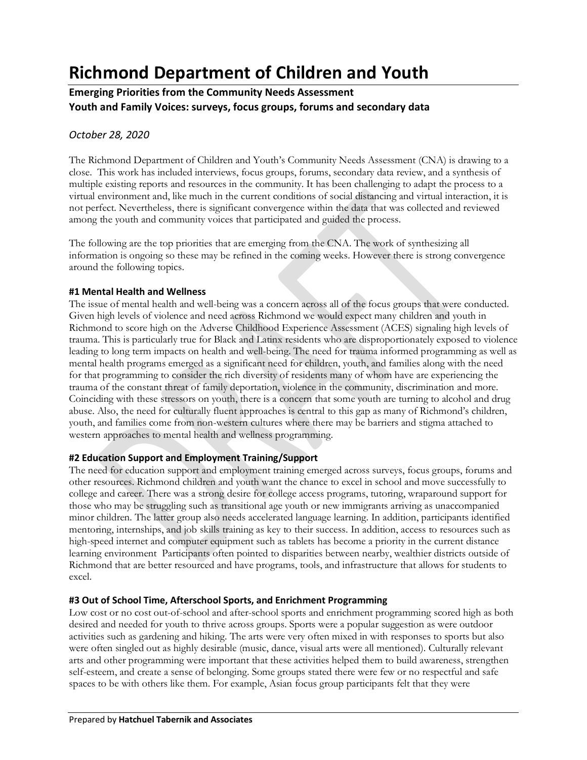# Richmond Department of Children and Youth

**Emerging Priorities from the Community Needs Assessment**
**Youth and Family Voices: surveys, focus groups, forums and secondary data**

*October 28, 2020*

The Richmond Department of Children and Youth's Community Needs Assessment (CNA) is drawing to a close. This work has included interviews, focus groups, forums, secondary data review, and a synthesis of multiple existing reports and resources in the community. It has been challenging to adapt the process to a virtual environment and, like much in the current conditions of social distancing and virtual interaction, it is not perfect. Nevertheless, there is significant convergence within the data that was collected and reviewed among the youth and community voices that participated and guided the process.

The following are the top priorities that are emerging from the CNA. The work of synthesizing all information is ongoing so these may be refined in the coming weeks. However there is strong convergence around the following topics.

### #1 Mental Health and Wellness

The issue of mental health and well-being was a concern across all of the focus groups that were conducted. Given high levels of violence and need across Richmond we would expect many children and youth in Richmond to score high on the Adverse Childhood Experience Assessment (ACES) signaling high levels of trauma. This is particularly true for Black and Latinx residents who are disproportionately exposed to violence leading to long term impacts on health and well-being. The need for trauma informed programming as well as mental health programs emerged as a significant need for children, youth, and families along with the need for that programming to consider the rich diversity of residents many of whom have are experiencing the trauma of the constant threat of family deportation, violence in the community, discrimination and more. Coinciding with these stressors on youth, there is a concern that some youth are turning to alcohol and drug abuse. Also, the need for culturally fluent approaches is central to this gap as many of Richmond's children, youth, and families come from non-western cultures where there may be barriers and stigma attached to western approaches to mental health and wellness programming.

### #2 Education Support and Employment Training/Support

The need for education support and employment training emerged across surveys, focus groups, forums and other resources. Richmond children and youth want the chance to excel in school and move successfully to college and career. There was a strong desire for college access programs, tutoring, wraparound support for those who may be struggling such as transitional age youth or new immigrants arriving as unaccompanied minor children. The latter group also needs accelerated language learning. In addition, participants identified mentoring, internships, and job skills training as key to their success. In addition, access to resources such as high-speed internet and computer equipment such as tablets has become a priority in the current distance learning environment Participants often pointed to disparities between nearby, wealthier districts outside of Richmond that are better resourced and have programs, tools, and infrastructure that allows for students to excel.

### #3 Out of School Time, Afterschool Sports, and Enrichment Programming

Low cost or no cost out-of-school and after-school sports and enrichment programming scored high as both desired and needed for youth to thrive across groups. Sports were a popular suggestion as were outdoor activities such as gardening and hiking. The arts were very often mixed in with responses to sports but also were often singled out as highly desirable (music, dance, visual arts were all mentioned). Culturally relevant arts and other programming were important that these activities helped them to build awareness, strengthen self-esteem, and create a sense of belonging. Some groups stated there were few or no respectful and safe spaces to be with others like them. For example, Asian focus group participants felt that they were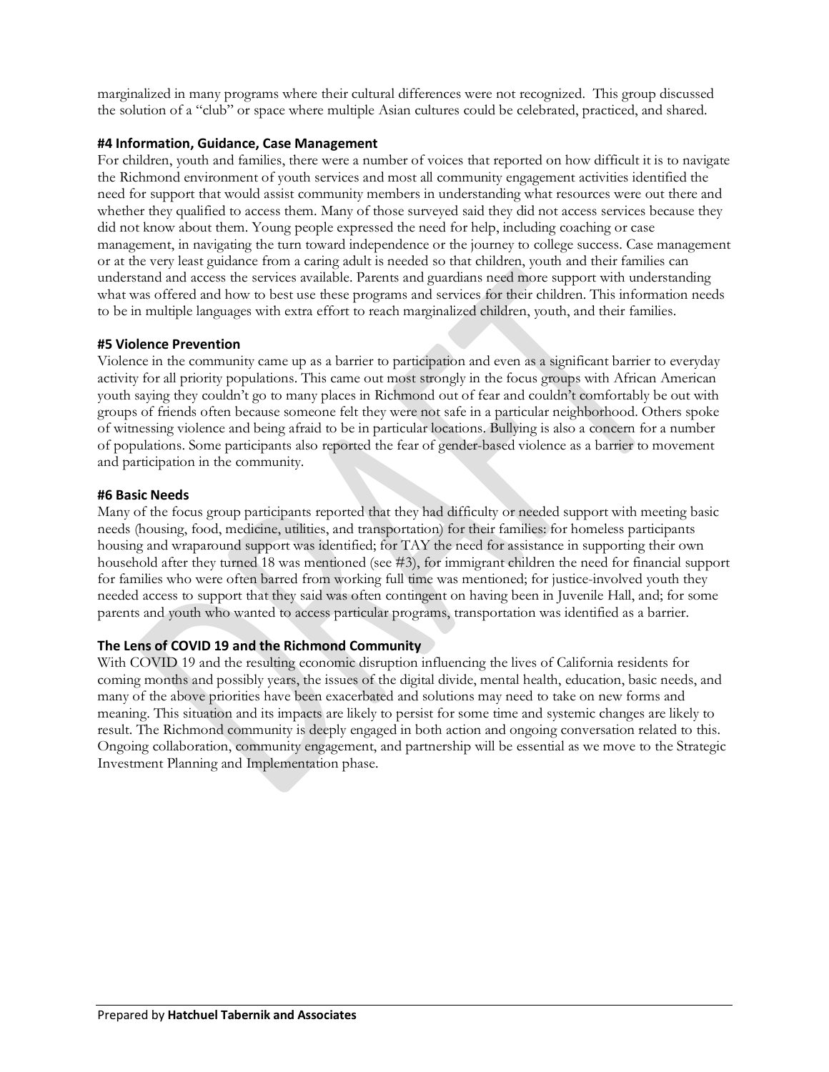marginalized in many programs where their cultural differences were not recognized. This group discussed the solution of a "club" or space where multiple Asian cultures could be celebrated, practiced, and shared.

### #4 Information, Guidance, Case Management

For children, youth and families, there were a number of voices that reported on how difficult it is to navigate the Richmond environment of youth services and most all community engagement activities identified the need for support that would assist community members in understanding what resources were out there and whether they qualified to access them. Many of those surveyed said they did not access services because they did not know about them. Young people expressed the need for help, including coaching or case management, in navigating the turn toward independence or the journey to college success. Case management or at the very least guidance from a caring adult is needed so that children, youth and their families can understand and access the services available. Parents and guardians need more support with understanding what was offered and how to best use these programs and services for their children. This information needs to be in multiple languages with extra effort to reach marginalized children, youth, and their families.

### #5 Violence Prevention

Violence in the community came up as a barrier to participation and even as a significant barrier to everyday activity for all priority populations. This came out most strongly in the focus groups with African American youth saying they couldn't go to many places in Richmond out of fear and couldn't comfortably be out with groups of friends often because someone felt they were not safe in a particular neighborhood. Others spoke of witnessing violence and being afraid to be in particular locations. Bullying is also a concern for a number of populations. Some participants also reported the fear of gender-based violence as a barrier to movement and participation in the community.

### #6 Basic Needs

Many of the focus group participants reported that they had difficulty or needed support with meeting basic needs (housing, food, medicine, utilities, and transportation) for their families: for homeless participants housing and wraparound support was identified; for TAY the need for assistance in supporting their own household after they turned 18 was mentioned (see #3), for immigrant children the need for financial support for families who were often barred from working full time was mentioned; for justice-involved youth they needed access to support that they said was often contingent on having been in Juvenile Hall, and; for some parents and youth who wanted to access particular programs, transportation was identified as a barrier.

### The Lens of COVID 19 and the Richmond Community

With COVID 19 and the resulting economic disruption influencing the lives of California residents for coming months and possibly years, the issues of the digital divide, mental health, education, basic needs, and many of the above priorities have been exacerbated and solutions may need to take on new forms and meaning. This situation and its impacts are likely to persist for some time and systemic changes are likely to result. The Richmond community is deeply engaged in both action and ongoing conversation related to this. Ongoing collaboration, community engagement, and partnership will be essential as we move to the Strategic Investment Planning and Implementation phase.